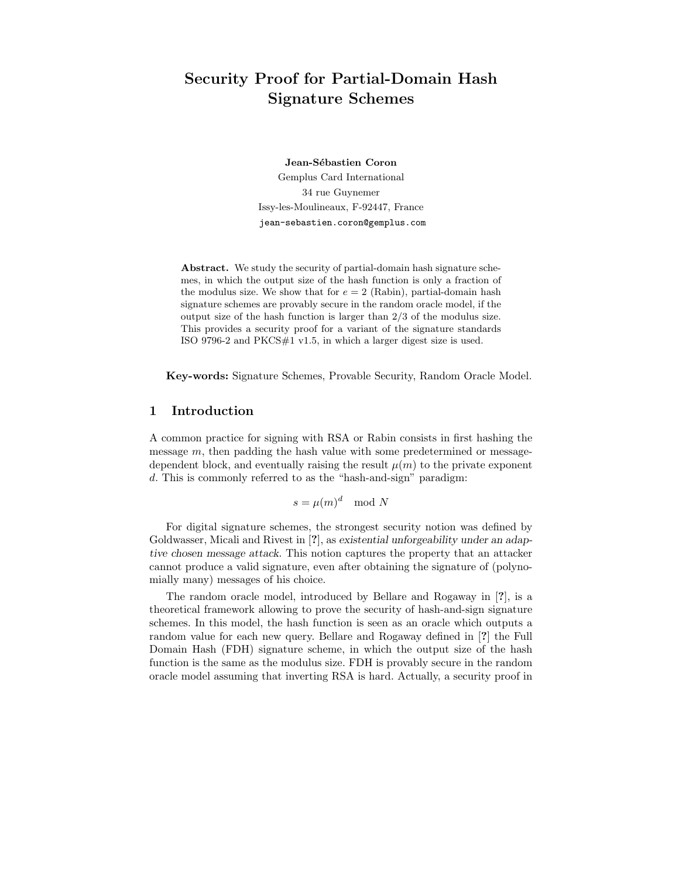# Security Proof for Partial-Domain Hash Signature Schemes

**Jean-Sébastien Coron**
Gemplus Card International
34 rue Guynemer
Issy-les-Moulineaux, F-92447, France
jean-sebastien.coron@gemplus.com

**Abstract.** We study the security of partial-domain hash signature schemes, in which the output size of the hash function is only a fraction of the modulus size. We show that for $e = 2$ (Rabin), partial-domain hash signature schemes are provably secure in the random oracle model, if the output size of the hash function is larger than $2/3$ of the modulus size. This provides a security proof for a variant of the signature standards ISO 9796-2 and PKCS#1 v1.5, in which a larger digest size is used.

**Key-words:** Signature Schemes, Provable Security, Random Oracle Model.

## 1 Introduction

A common practice for signing with RSA or Rabin consists in first hashing the message $m$, then padding the hash value with some predetermined or message-dependent block, and eventually raising the result $\mu(m)$ to the private exponent $d$. This is commonly referred to as the "hash-and-sign" paradigm:

$$s = \mu(m)^d \mod N$$

For digital signature schemes, the strongest security notion was defined by Goldwasser, Micali and Rivest in [?], as *existential unforgeability under an adaptive chosen message attack*. This notion captures the property that an attacker cannot produce a valid signature, even after obtaining the signature of (polynomially many) messages of his choice.

The random oracle model, introduced by Bellare and Rogaway in [?], is a theoretical framework allowing to prove the security of hash-and-sign signature schemes. In this model, the hash function is seen as an oracle which outputs a random value for each new query. Bellare and Rogaway defined in [?] the Full Domain Hash (FDH) signature scheme, in which the output size of the hash function is the same as the modulus size. FDH is provably secure in the random oracle model assuming that inverting RSA is hard. Actually, a security proof in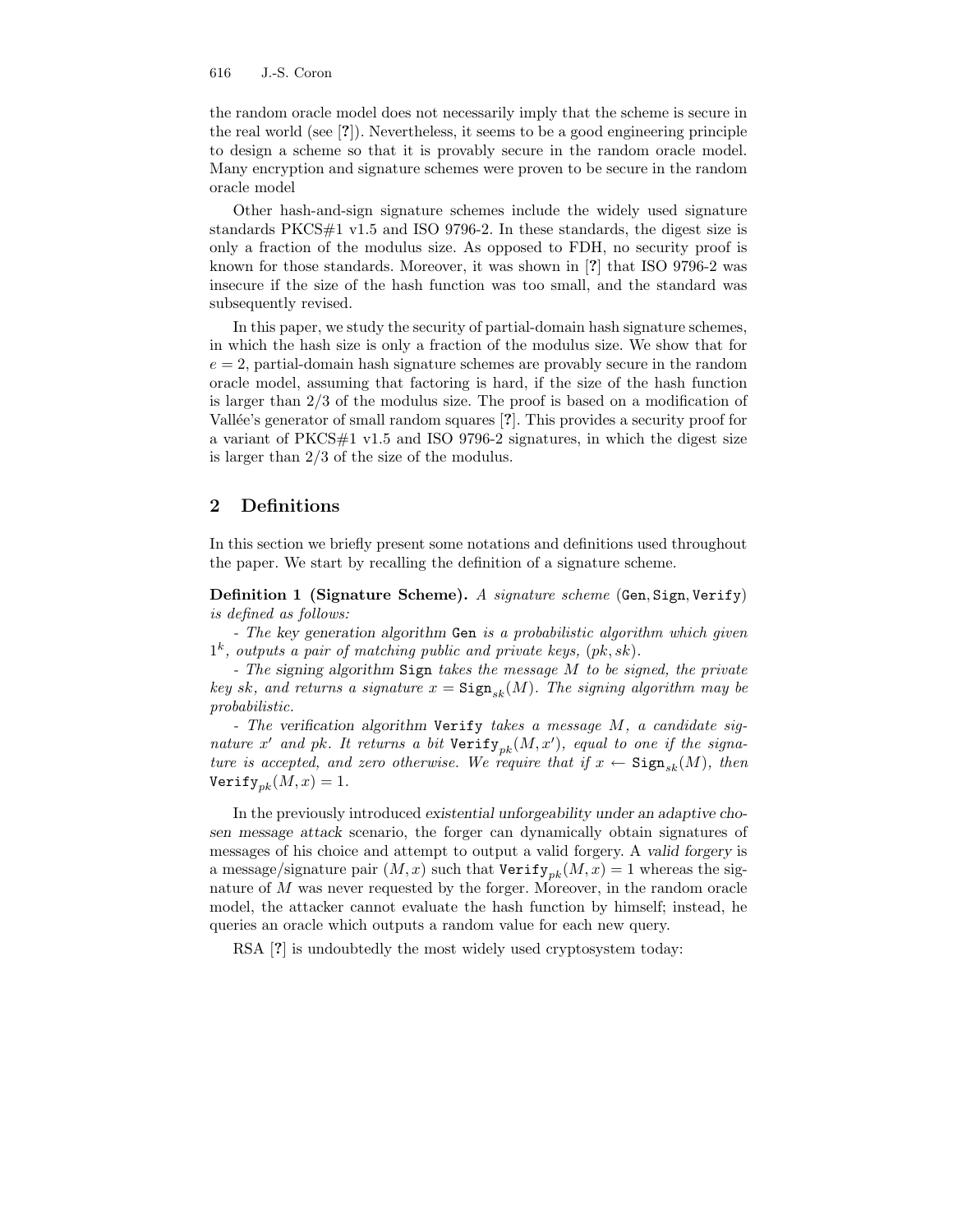the random oracle model does not necessarily imply that the scheme is secure in the real world (see [?]). Nevertheless, it seems to be a good engineering principle to design a scheme so that it is provably secure in the random oracle model. Many encryption and signature schemes were proven to be secure in the random oracle model

Other hash-and-sign signature schemes include the widely used signature standards PKCS#1 v1.5 and ISO 9796-2. In these standards, the digest size is only a fraction of the modulus size. As opposed to FDH, no security proof is known for those standards. Moreover, it was shown in [?] that ISO 9796-2 was insecure if the size of the hash function was too small, and the standard was subsequently revised.

In this paper, we study the security of partial-domain hash signature schemes, in which the hash size is only a fraction of the modulus size. We show that for $e = 2$, partial-domain hash signature schemes are provably secure in the random oracle model, assuming that factoring is hard, if the size of the hash function is larger than 2/3 of the modulus size. The proof is based on a modification of Vallée's generator of small random squares [?]. This provides a security proof for a variant of PKCS#1 v1.5 and ISO 9796-2 signatures, in which the digest size is larger than 2/3 of the size of the modulus.

## 2 Definitions

In this section we briefly present some notations and definitions used throughout the paper. We start by recalling the definition of a signature scheme.

**Definition 1 (Signature Scheme).** *A signature scheme* (Gen, Sign, Verify) *is defined as follows:*

*- The key generation algorithm* Gen *is a probabilistic algorithm which given* $1^k$*, outputs a pair of matching public and private keys,* $(pk, sk)$*.*

*- The signing algorithm* Sign *takes the message* $M$ *to be signed, the private key* $sk$*, and returns a signature* $x = \texttt{Sign}_{sk}(M)$*. The signing algorithm may be probabilistic.*

*- The verification algorithm* Verify *takes a message* $M$*, a candidate signature* $x'$ *and* $pk$*. It returns a bit* $\texttt{Verify}_{pk}(M, x')$*, equal to one if the signature is accepted, and zero otherwise. We require that if* $x \leftarrow \texttt{Sign}_{sk}(M)$*, then* $\texttt{Verify}_{pk}(M, x) = 1$*.*

In the previously introduced *existential unforgeability under an adaptive chosen message attack* scenario, the forger can dynamically obtain signatures of messages of his choice and attempt to output a valid forgery. A *valid forgery* is a message/signature pair $(M, x)$ such that $\texttt{Verify}_{pk}(M, x) = 1$ whereas the signature of $M$ was never requested by the forger. Moreover, in the random oracle model, the attacker cannot evaluate the hash function by himself; instead, he queries an oracle which outputs a random value for each new query.

RSA [?] is undoubtedly the most widely used cryptosystem today: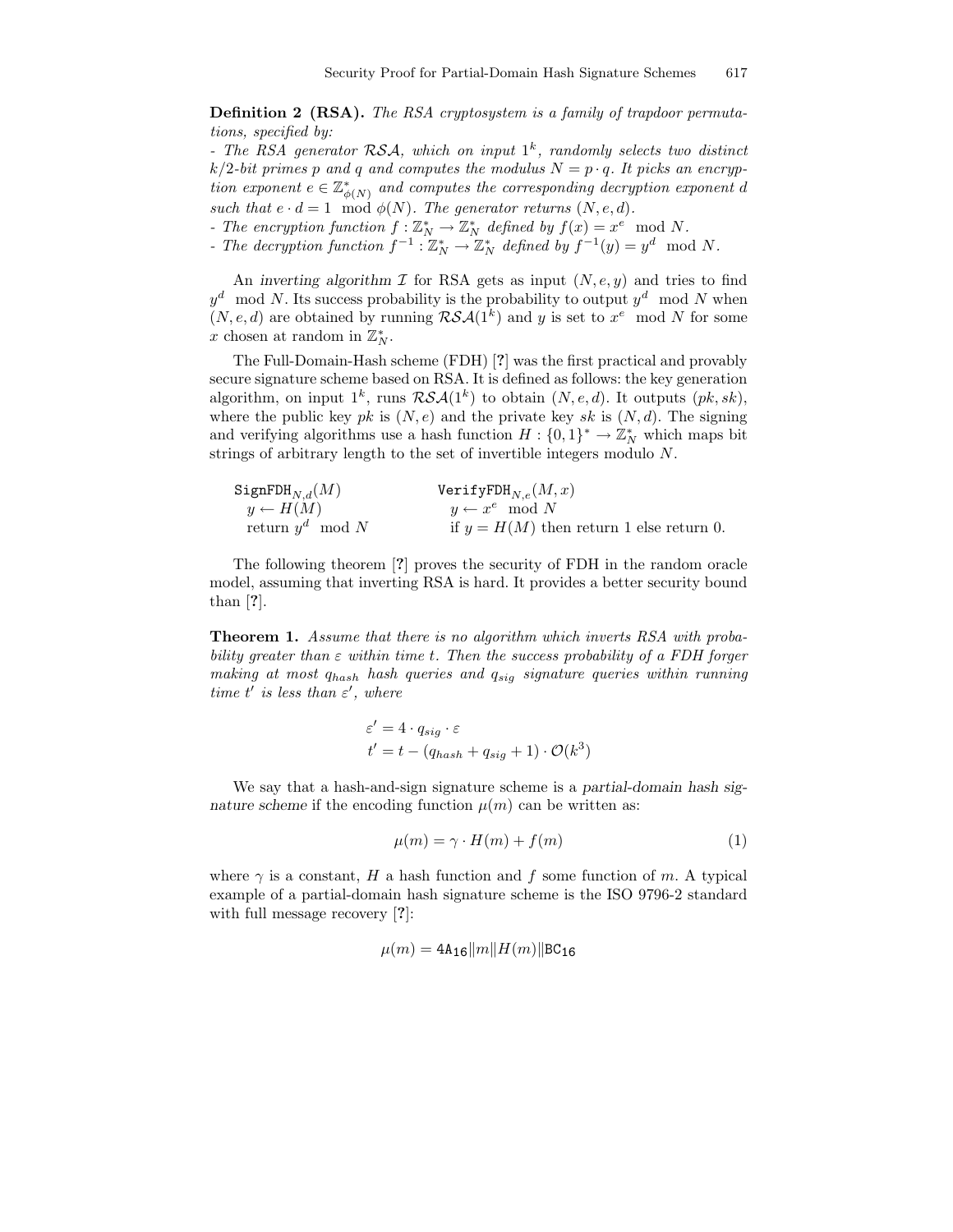**Definition 2 (RSA).** *The RSA cryptosystem is a family of trapdoor permutations, specified by:*

*- The RSA generator $\mathcal{RSA}$, which on input $1^k$, randomly selects two distinct $k/2$-bit primes $p$ and $q$ and computes the modulus $N = p \cdot q$. It picks an encryption exponent $e \in \mathbb{Z}^*_{\phi(N)}$ and computes the corresponding decryption exponent $d$ such that $e \cdot d = 1 \mod \phi(N)$. The generator returns $(N, e, d)$.*

*- The encryption function $f : \mathbb{Z}^*_N \to \mathbb{Z}^*_N$ defined by $f(x) = x^e \mod N$.*

*- The decryption function $f^{-1} : \mathbb{Z}^*_N \to \mathbb{Z}^*_N$ defined by $f^{-1}(y) = y^d \mod N$.*

An *inverting algorithm* $\mathcal{I}$ for RSA gets as input $(N, e, y)$ and tries to find $y^d \mod N$. Its success probability is the probability to output $y^d \mod N$ when $(N, e, d)$ are obtained by running $\mathcal{RSA}(1^k)$ and $y$ is set to $x^e \mod N$ for some $x$ chosen at random in $\mathbb{Z}^*_N$.

The Full-Domain-Hash scheme (FDH) [?] was the first practical and provably secure signature scheme based on RSA. It is defined as follows: the key generation algorithm, on input $1^k$, runs $\mathcal{RSA}(1^k)$ to obtain $(N, e, d)$. It outputs $(pk, sk)$, where the public key $pk$ is $(N, e)$ and the private key $sk$ is $(N, d)$. The signing and verifying algorithms use a hash function $H : \{0, 1\}^* \to \mathbb{Z}^*_N$ which maps bit strings of arbitrary length to the set of invertible integers modulo $N$.

```
SignFDH_{N,d}(M)              VerifyFDH_{N,e}(M, x)
  y ← H(M)                      y ← x^e mod N
  return y^d mod N              if y = H(M) then return 1 else return 0.
```

The following theorem [?] proves the security of FDH in the random oracle model, assuming that inverting RSA is hard. It provides a better security bound than [?].

**Theorem 1.** *Assume that there is no algorithm which inverts RSA with probability greater than $\varepsilon$ within time $t$. Then the success probability of a FDH forger making at most $q_{hash}$ hash queries and $q_{sig}$ signature queries within running time $t'$ is less than $\varepsilon'$, where*

$$\varepsilon' = 4 \cdot q_{sig} \cdot \varepsilon$$

$$t' = t - (q_{hash} + q_{sig} + 1) \cdot \mathcal{O}(k^3)$$

We say that a hash-and-sign signature scheme is a *partial-domain hash signature scheme* if the encoding function $\mu(m)$ can be written as:

$$\mu(m) = \gamma \cdot H(m) + f(m) \tag{1}$$

where $\gamma$ is a constant, $H$ a hash function and $f$ some function of $m$. A typical example of a partial-domain hash signature scheme is the ISO 9796-2 standard with full message recovery [?]:

$$\mu(m) = \mathtt{4A_{16}} \| m \| H(m) \| \mathtt{BC_{16}}$$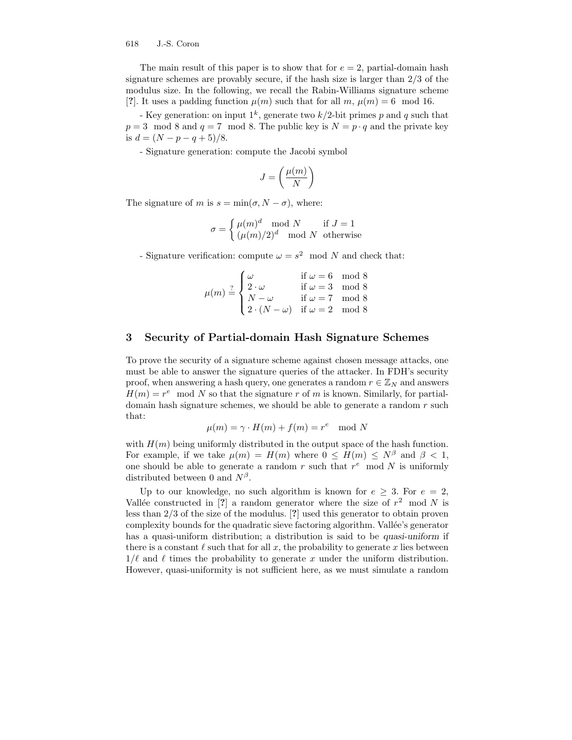The main result of this paper is to show that for $e = 2$, partial-domain hash signature schemes are provably secure, if the hash size is larger than 2/3 of the modulus size. In the following, we recall the Rabin-Williams signature scheme [?]. It uses a padding function $\mu(m)$ such that for all $m$, $\mu(m) = 6 \mod 16$.

- Key generation: on input $1^k$, generate two $k/2$-bit primes $p$ and $q$ such that $p = 3 \mod 8$ and $q = 7 \mod 8$. The public key is $N = p \cdot q$ and the private key is $d = (N - p - q + 5)/8$.

- Signature generation: compute the Jacobi symbol

$$J = \left( \frac{\mu(m)}{N} \right)$$

The signature of $m$ is $s = \min(\sigma, N - \sigma)$, where:

$$\sigma = \begin{cases} \mu(m)^d \mod N & \text{if } J = 1 \\ (\mu(m)/2)^d \mod N & \text{otherwise} \end{cases}$$

- Signature verification: compute $\omega = s^2 \mod N$ and check that:

$$\mu(m) \stackrel{?}{=} \begin{cases} \omega & \text{if } \omega = 6 \mod 8 \\ 2 \cdot \omega & \text{if } \omega = 3 \mod 8 \\ N - \omega & \text{if } \omega = 7 \mod 8 \\ 2 \cdot (N - \omega) & \text{if } \omega = 2 \mod 8 \end{cases}$$

## 3 Security of Partial-domain Hash Signature Schemes

To prove the security of a signature scheme against chosen message attacks, one must be able to answer the signature queries of the attacker. In FDH's security proof, when answering a hash query, one generates a random $r \in \mathbb{Z}_N$ and answers $H(m) = r^e \mod N$ so that the signature $r$ of $m$ is known. Similarly, for partial-domain hash signature schemes, we should be able to generate a random $r$ such that:

$$\mu(m) = \gamma \cdot H(m) + f(m) = r^e \mod N$$

with $H(m)$ being uniformly distributed in the output space of the hash function. For example, if we take $\mu(m) = H(m)$ where $0 \leq H(m) \leq N^\beta$ and $\beta < 1$, one should be able to generate a random $r$ such that $r^e \mod N$ is uniformly distributed between 0 and $N^\beta$.

Up to our knowledge, no such algorithm is known for $e \geq 3$. For $e = 2$, Vallée constructed in [?] a random generator where the size of $r^2 \mod N$ is less than 2/3 of the size of the modulus. [?] used this generator to obtain proven complexity bounds for the quadratic sieve factoring algorithm. Vallée's generator has a quasi-uniform distribution; a distribution is said to be *quasi-uniform* if there is a constant $\ell$ such that for all $x$, the probability to generate $x$ lies between $1/\ell$ and $\ell$ times the probability to generate $x$ under the uniform distribution. However, quasi-uniformity is not sufficient here, as we must simulate a random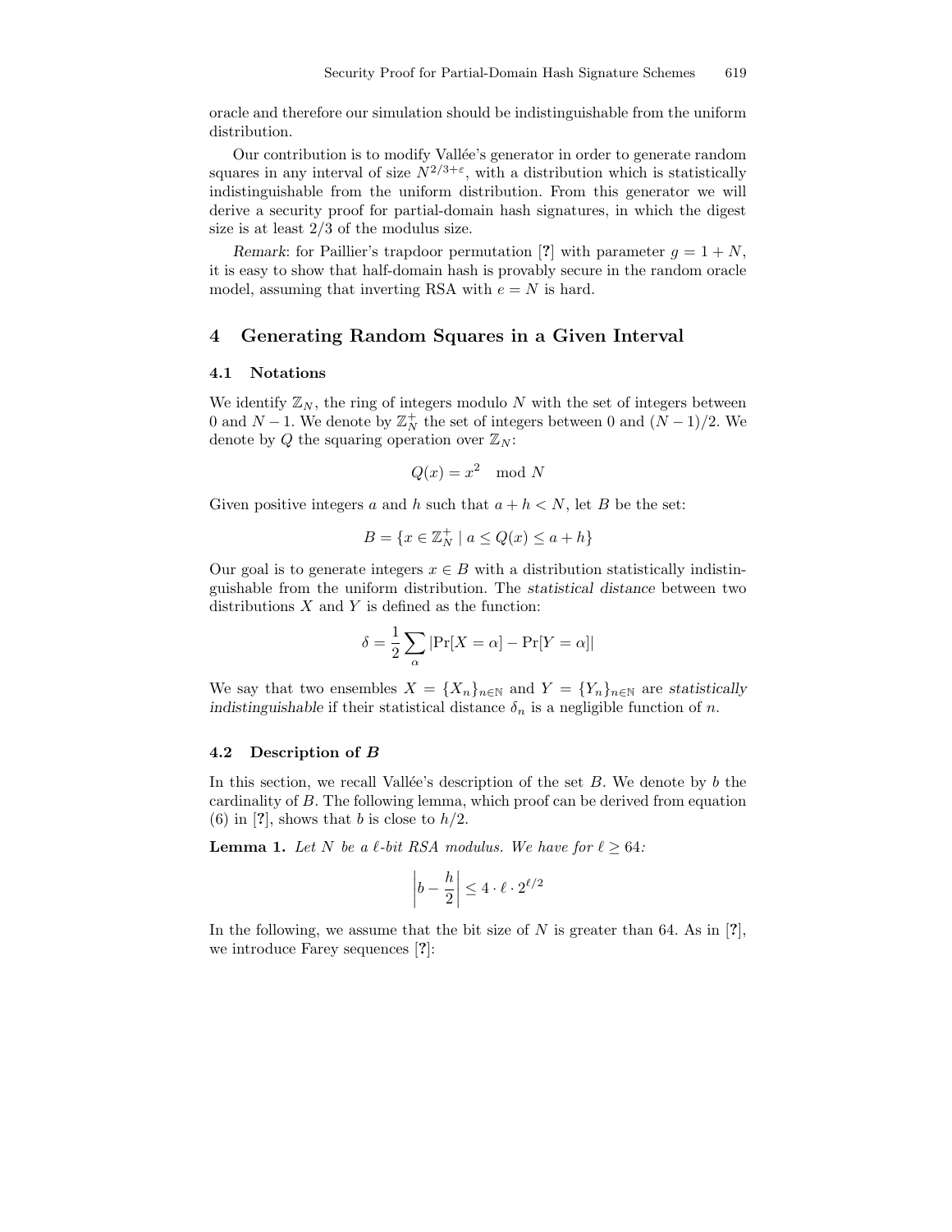oracle and therefore our simulation should be indistinguishable from the uniform distribution.

Our contribution is to modify Vallée's generator in order to generate random squares in any interval of size $N^{2/3+\varepsilon}$, with a distribution which is statistically indistinguishable from the uniform distribution. From this generator we will derive a security proof for partial-domain hash signatures, in which the digest size is at least 2/3 of the modulus size.

*Remark*: for Paillier's trapdoor permutation [?] with parameter $g = 1 + N$, it is easy to show that half-domain hash is provably secure in the random oracle model, assuming that inverting RSA with $e = N$ is hard.

## 4 Generating Random Squares in a Given Interval

### 4.1 Notations

We identify $\mathbb{Z}_N$, the ring of integers modulo $N$ with the set of integers between 0 and $N-1$. We denote by $\mathbb{Z}_N^+$ the set of integers between 0 and $(N-1)/2$. We denote by $Q$ the squaring operation over $\mathbb{Z}_N$:

$$Q(x) = x^2 \mod N$$

Given positive integers $a$ and $h$ such that $a + h < N$, let $B$ be the set:

$$B = \{x \in \mathbb{Z}_N^+ \mid a \leq Q(x) \leq a + h\}$$

Our goal is to generate integers $x \in B$ with a distribution statistically indistinguishable from the uniform distribution. The *statistical distance* between two distributions $X$ and $Y$ is defined as the function:

$$\delta = \frac{1}{2} \sum_{\alpha} |\Pr[X = \alpha] - \Pr[Y = \alpha]|$$

We say that two ensembles $X = \{X_n\}_{n \in \mathbb{N}}$ and $Y = \{Y_n\}_{n \in \mathbb{N}}$ are *statistically indistinguishable* if their statistical distance $\delta_n$ is a negligible function of $n$.

### 4.2 Description of $B$

In this section, we recall Vallée's description of the set $B$. We denote by $b$ the cardinality of $B$. The following lemma, which proof can be derived from equation (6) in [?], shows that $b$ is close to $h/2$.

**Lemma 1.** *Let $N$ be a $\ell$-bit RSA modulus. We have for $\ell \geq 64$:*

$$\left| b - \frac{h}{2} \right| \leq 4 \cdot \ell \cdot 2^{\ell/2}$$

In the following, we assume that the bit size of $N$ is greater than 64. As in [?], we introduce Farey sequences [?]: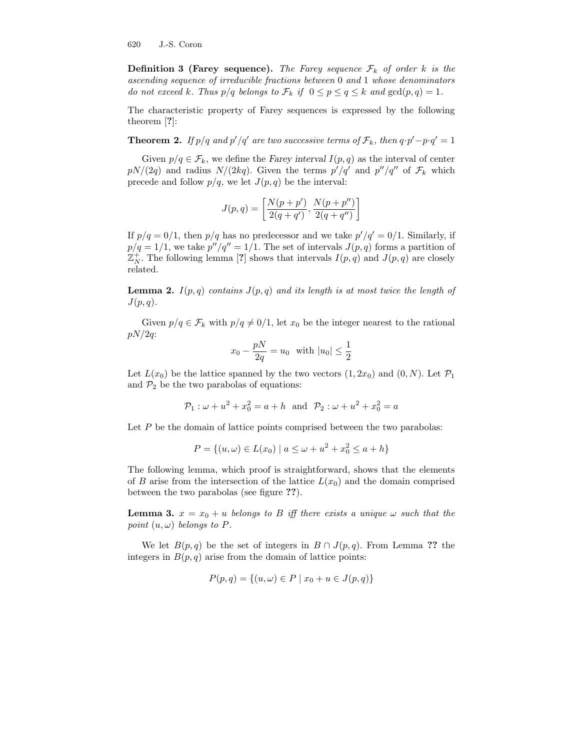**Definition 3 (Farey sequence).** *The Farey sequence $\mathcal{F}_k$ of order $k$ is the ascending sequence of irreducible fractions between 0 and 1 whose denominators do not exceed $k$. Thus $p/q$ belongs to $\mathcal{F}_k$ if $0 \le p \le q \le k$ and $\gcd(p,q) = 1$.*

The characteristic property of Farey sequences is expressed by the following theorem [?]:

**Theorem 2.** *If $p/q$ and $p'/q'$ are two successive terms of $\mathcal{F}_k$, then $q \cdot p' - p \cdot q' = 1$*

Given $p/q \in \mathcal{F}_k$, we define the *Farey interval* $I(p,q)$ as the interval of center $pN/(2q)$ and radius $N/(2kq)$. Given the terms $p'/q'$ and $p''/q''$ of $\mathcal{F}_k$ which precede and follow $p/q$, we let $J(p,q)$ be the interval:

$$J(p,q) = \left[ \frac{N(p+p')}{2(q+q')}, \frac{N(p+p'')}{2(q+q'')} \right]$$

If $p/q = 0/1$, then $p/q$ has no predecessor and we take $p'/q' = 0/1$. Similarly, if $p/q = 1/1$, we take $p''/q'' = 1/1$. The set of intervals $J(p,q)$ forms a partition of $\mathbb{Z}_N^+$. The following lemma [?] shows that intervals $I(p,q)$ and $J(p,q)$ are closely related.

**Lemma 2.** *$I(p,q)$ contains $J(p,q)$ and its length is at most twice the length of $J(p,q)$.*

Given $p/q \in \mathcal{F}_k$ with $p/q \neq 0/1$, let $x_0$ be the integer nearest to the rational $pN/2q$:

$$x_0 - \frac{pN}{2q} = u_0 \quad \text{with } |u_0| \le \frac{1}{2}$$

Let $L(x_0)$ be the lattice spanned by the two vectors $(1, 2x_0)$ and $(0, N)$. Let $\mathcal{P}_1$ and $\mathcal{P}_2$ be the two parabolas of equations:

$$\mathcal{P}_1 : \omega + u^2 + x_0^2 = a + h \quad \text{and} \quad \mathcal{P}_2 : \omega + u^2 + x_0^2 = a$$

Let $P$ be the domain of lattice points comprised between the two parabolas:

$$P = \{(u, \omega) \in L(x_0) \mid a \le \omega + u^2 + x_0^2 \le a + h\}$$

The following lemma, which proof is straightforward, shows that the elements of $B$ arise from the intersection of the lattice $L(x_0)$ and the domain comprised between the two parabolas (see figure **??**).

**Lemma 3.** *$x = x_0 + u$ belongs to $B$ iff there exists a unique $\omega$ such that the point $(u, \omega)$ belongs to $P$.*

We let $B(p,q)$ be the set of integers in $B \cap J(p,q)$. From Lemma **??** the integers in $B(p,q)$ arise from the domain of lattice points:

$$P(p,q) = \{(u, \omega) \in P \mid x_0 + u \in J(p,q)\}$$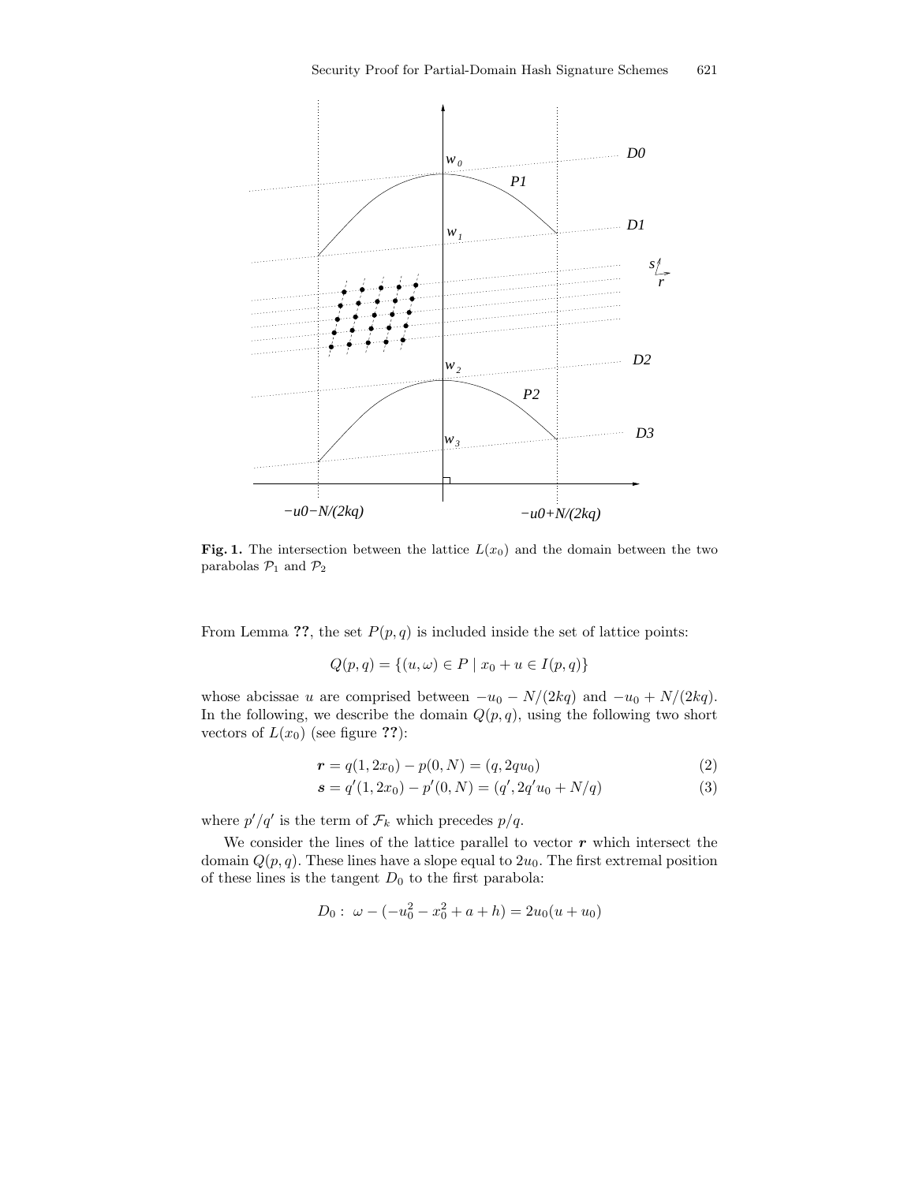**Fig. 1.** The intersection between the lattice $L(x_0)$ and the domain between the two parabolas $\mathcal{P}_1$ and $\mathcal{P}_2$

From Lemma **??**, the set $P(p, q)$ is included inside the set of lattice points:

$$Q(p,q) = \{(u,\omega) \in P \mid x_0 + u \in I(p,q)\}$$

whose abcissae $u$ are comprised between $-u_0 - N/(2kq)$ and $-u_0 + N/(2kq)$. In the following, we describe the domain $Q(p,q)$, using the following two short vectors of $L(x_0)$ (see figure **??**):

$$\boldsymbol{r} = q(1, 2x_0) - p(0, N) = (q, 2qu_0) \tag{2}$$

$$\boldsymbol{s} = q'(1, 2x_0) - p'(0, N) = (q', 2q'u_0 + N/q) \tag{3}$$

where $p'/q'$ is the term of $\mathcal{F}_k$ which precedes $p/q$.

We consider the lines of the lattice parallel to vector $\boldsymbol{r}$ which intersect the domain $Q(p,q)$. These lines have a slope equal to $2u_0$. The first extremal position of these lines is the tangent $D_0$ to the first parabola:

$$D_0 : \ \omega - (-u_0^2 - x_0^2 + a + h) = 2u_0(u + u_0)$$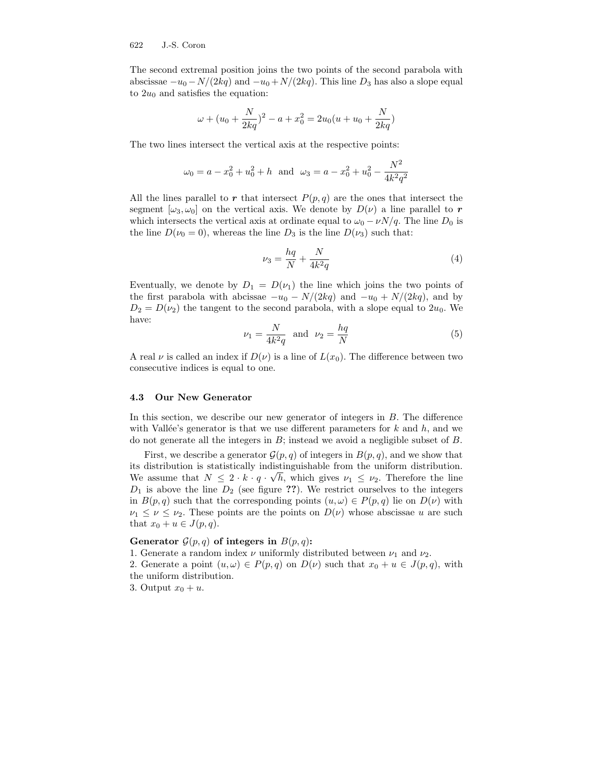The second extremal position joins the two points of the second parabola with abscissae $-u_0 - N/(2kq)$ and $-u_0 + N/(2kq)$. This line $D_3$ has also a slope equal to $2u_0$ and satisfies the equation:

$$\omega + (u_0 + \frac{N}{2kq})^2 - a + x_0^2 = 2u_0(u + u_0 + \frac{N}{2kq})$$

The two lines intersect the vertical axis at the respective points:

$$\omega_0 = a - x_0^2 + u_0^2 + h \ \text{ and } \ \omega_3 = a - x_0^2 + u_0^2 - \frac{N^2}{4k^2q^2}$$

All the lines parallel to $\boldsymbol{r}$ that intersect $P(p,q)$ are the ones that intersect the segment $[\omega_3, \omega_0]$ on the vertical axis. We denote by $D(\nu)$ a line parallel to $\boldsymbol{r}$ which intersects the vertical axis at ordinate equal to $\omega_0 - \nu N/q$. The line $D_0$ is the line $D(\nu_0 = 0)$, whereas the line $D_3$ is the line $D(\nu_3)$ such that:

$$\nu_3 = \frac{hq}{N} + \frac{N}{4k^2q} \tag{4}$$

Eventually, we denote by $D_1 = D(\nu_1)$ the line which joins the two points of the first parabola with abcissae $-u_0 - N/(2kq)$ and $-u_0 + N/(2kq)$, and by $D_2 = D(\nu_2)$ the tangent to the second parabola, with a slope equal to $2u_0$. We have:

$$\nu_1 = \frac{N}{4k^2q} \ \text{ and } \ \nu_2 = \frac{hq}{N} \tag{5}$$

A real $\nu$ is called an index if $D(\nu)$ is a line of $L(x_0)$. The difference between two consecutive indices is equal to one.

### 4.3 Our New Generator

In this section, we describe our new generator of integers in $B$. The difference with Vallée's generator is that we use different parameters for $k$ and $h$, and we do not generate all the integers in $B$; instead we avoid a negligible subset of $B$.

First, we describe a generator $\mathcal{G}(p,q)$ of integers in $B(p,q)$, and we show that its distribution is statistically indistinguishable from the uniform distribution. We assume that $N \le 2 \cdot k \cdot q \cdot \sqrt{h}$, which gives $\nu_1 \le \nu_2$. Therefore the line $D_1$ is above the line $D_2$ (see figure **??**). We restrict ourselves to the integers in $B(p,q)$ such that the corresponding points $(u,\omega) \in P(p,q)$ lie on $D(\nu)$ with $\nu_1 \le \nu \le \nu_2$. These points are the points on $D(\nu)$ whose abscissae $u$ are such that $x_0 + u \in J(p,q)$.

**Generator $\mathcal{G}(p,q)$ of integers in $B(p,q)$:**
1. Generate a random index $\nu$ uniformly distributed between $\nu_1$ and $\nu_2$.
2. Generate a point $(u,\omega) \in P(p,q)$ on $D(\nu)$ such that $x_0 + u \in J(p,q)$, with the uniform distribution.
3. Output $x_0 + u$.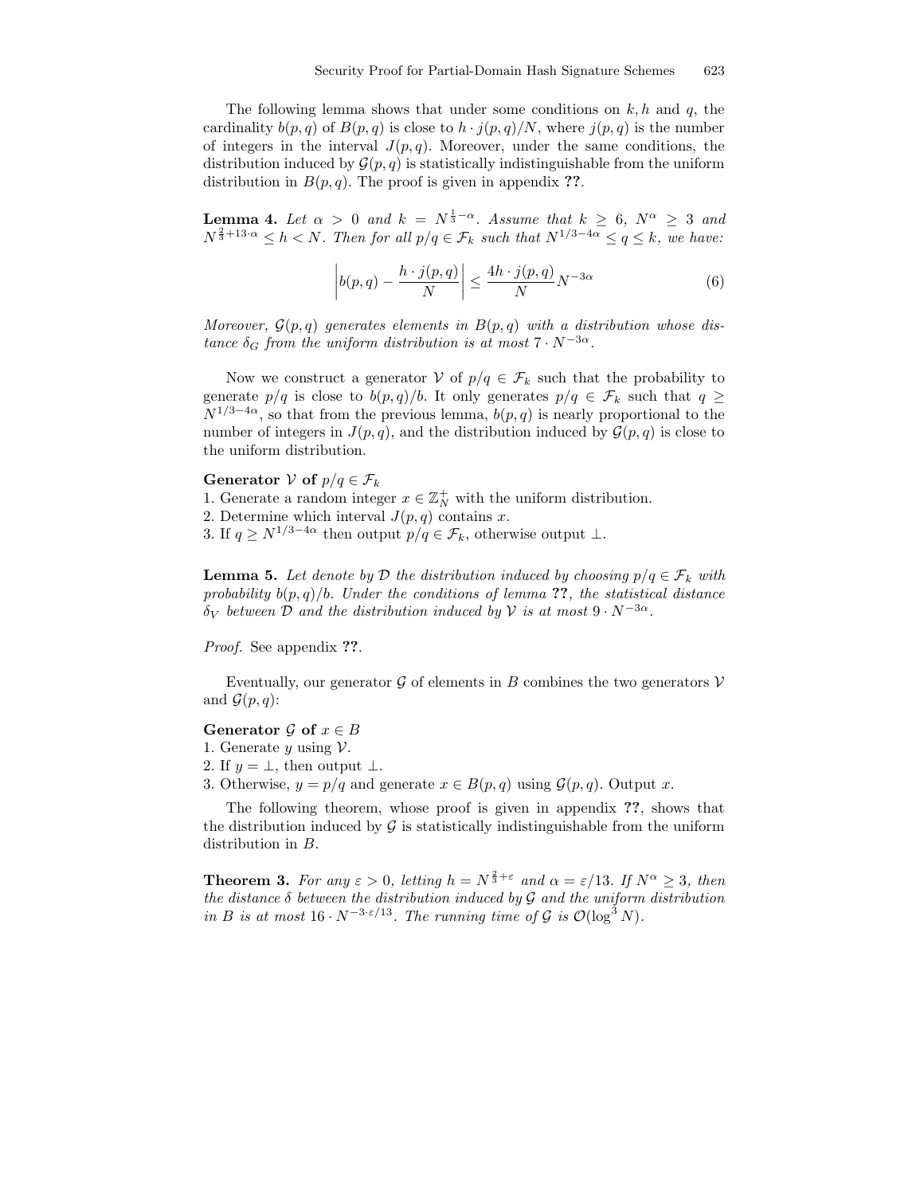The following lemma shows that under some conditions on $k, h$ and $q$, the cardinality $b(p,q)$ of $B(p,q)$ is close to $h \cdot j(p,q)/N$, where $j(p,q)$ is the number of integers in the interval $J(p,q)$. Moreover, under the same conditions, the distribution induced by $\mathcal{G}(p,q)$ is statistically indistinguishable from the uniform distribution in $B(p,q)$. The proof is given in appendix **??**.

**Lemma 4.** *Let $\alpha > 0$ and $k = N^{\frac{1}{3}-\alpha}$. Assume that $k \geq 6$, $N^\alpha \geq 3$ and $N^{\frac{2}{3}+13\cdot\alpha} \leq h < N$. Then for all $p/q \in \mathcal{F}_k$ such that $N^{1/3-4\alpha} \leq q \leq k$, we have:*

$$\left| b(p,q) - \frac{h \cdot j(p,q)}{N} \right| \leq \frac{4h \cdot j(p,q)}{N} N^{-3\alpha} \tag{6}$$

*Moreover, $\mathcal{G}(p,q)$ generates elements in $B(p,q)$ with a distribution whose distance $\delta_G$ from the uniform distribution is at most $7 \cdot N^{-3\alpha}$.*

Now we construct a generator $\mathcal{V}$ of $p/q \in \mathcal{F}_k$ such that the probability to generate $p/q$ is close to $b(p,q)/b$. It only generates $p/q \in \mathcal{F}_k$ such that $q \geq N^{1/3-4\alpha}$, so that from the previous lemma, $b(p,q)$ is nearly proportional to the number of integers in $J(p,q)$, and the distribution induced by $\mathcal{G}(p,q)$ is close to the uniform distribution.

**Generator $\mathcal{V}$ of $p/q \in \mathcal{F}_k$**
1. Generate a random integer $x \in \mathbb{Z}_N^+$ with the uniform distribution.
2. Determine which interval $J(p,q)$ contains $x$.
3. If $q \geq N^{1/3-4\alpha}$ then output $p/q \in \mathcal{F}_k$, otherwise output $\perp$.

**Lemma 5.** *Let denote by $\mathcal{D}$ the distribution induced by choosing $p/q \in \mathcal{F}_k$ with probability $b(p,q)/b$. Under the conditions of lemma **??**, the statistical distance $\delta_V$ between $\mathcal{D}$ and the distribution induced by $\mathcal{V}$ is at most $9 \cdot N^{-3\alpha}$.*

*Proof.* See appendix **??**.

Eventually, our generator $\mathcal{G}$ of elements in $B$ combines the two generators $\mathcal{V}$ and $\mathcal{G}(p,q)$:

**Generator $\mathcal{G}$ of $x \in B$**
1. Generate $y$ using $\mathcal{V}$.
2. If $y = \perp$, then output $\perp$.
3. Otherwise, $y = p/q$ and generate $x \in B(p,q)$ using $\mathcal{G}(p,q)$. Output $x$.

The following theorem, whose proof is given in appendix **??**, shows that the distribution induced by $\mathcal{G}$ is statistically indistinguishable from the uniform distribution in $B$.

**Theorem 3.** *For any $\varepsilon > 0$, letting $h = N^{\frac{2}{3}+\varepsilon}$ and $\alpha = \varepsilon/13$. If $N^\alpha \geq 3$, then the distance $\delta$ between the distribution induced by $\mathcal{G}$ and the uniform distribution in $B$ is at most $16 \cdot N^{-3 \cdot \varepsilon/13}$. The running time of $\mathcal{G}$ is $\mathcal{O}(\log^3 N)$.*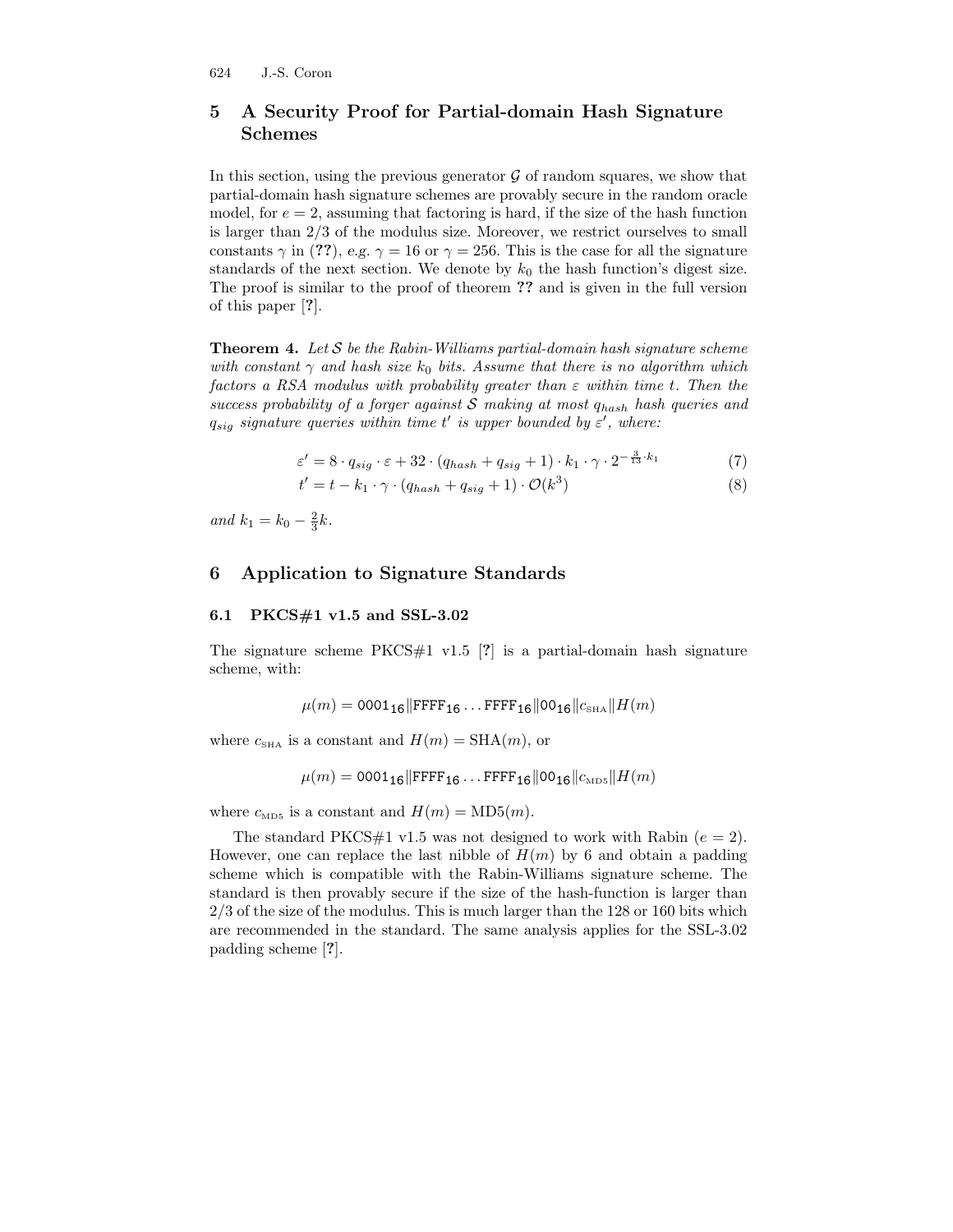## 5 A Security Proof for Partial-domain Hash Signature Schemes

In this section, using the previous generator $\mathcal{G}$ of random squares, we show that partial-domain hash signature schemes are provably secure in the random oracle model, for $e = 2$, assuming that factoring is hard, if the size of the hash function is larger than 2/3 of the modulus size. Moreover, we restrict ourselves to small constants $\gamma$ in (**??**), *e.g.* $\gamma = 16$ or $\gamma = 256$. This is the case for all the signature standards of the next section. We denote by $k_0$ the hash function's digest size. The proof is similar to the proof of theorem **??** and is given in the full version of this paper [**?**].

**Theorem 4.** *Let $\mathcal{S}$ be the Rabin-Williams partial-domain hash signature scheme with constant $\gamma$ and hash size $k_0$ bits. Assume that there is no algorithm which factors a RSA modulus with probability greater than $\varepsilon$ within time $t$. Then the success probability of a forger against $\mathcal{S}$ making at most $q_{hash}$ hash queries and $q_{sig}$ signature queries within time $t'$ is upper bounded by $\varepsilon'$, where:*

$$\varepsilon' = 8 \cdot q_{sig} \cdot \varepsilon + 32 \cdot (q_{hash} + q_{sig} + 1) \cdot k_1 \cdot \gamma \cdot 2^{-\frac{3}{13} \cdot k_1} \tag{7}$$

$$t' = t - k_1 \cdot \gamma \cdot (q_{hash} + q_{sig} + 1) \cdot \mathcal{O}(k^3) \tag{8}$$

*and* $k_1 = k_0 - \frac{2}{3}k$.

## 6 Application to Signature Standards

### 6.1 PKCS#1 v1.5 and SSL-3.02

The signature scheme PKCS#1 v1.5 [**?**] is a partial-domain hash signature scheme, with:

$$\mu(m) = \mathtt{0001_{16}} \| \mathtt{FFFF_{16}} \ldots \mathtt{FFFF_{16}} \| \mathtt{00_{16}} \| c_{\text{SHA}} \| H(m)$$

where $c_{\text{SHA}}$ is a constant and $H(m) = \text{SHA}(m)$, or

$$\mu(m) = \mathtt{0001_{16}} \| \mathtt{FFFF_{16}} \ldots \mathtt{FFFF_{16}} \| \mathtt{00_{16}} \| c_{\text{MD5}} \| H(m)$$

where $c_{\text{MD5}}$ is a constant and $H(m) = \text{MD5}(m)$.

The standard PKCS#1 v1.5 was not designed to work with Rabin ($e = 2$). However, one can replace the last nibble of $H(m)$ by 6 and obtain a padding scheme which is compatible with the Rabin-Williams signature scheme. The standard is then provably secure if the size of the hash-function is larger than 2/3 of the size of the modulus. This is much larger than the 128 or 160 bits which are recommended in the standard. The same analysis applies for the SSL-3.02 padding scheme [**?**].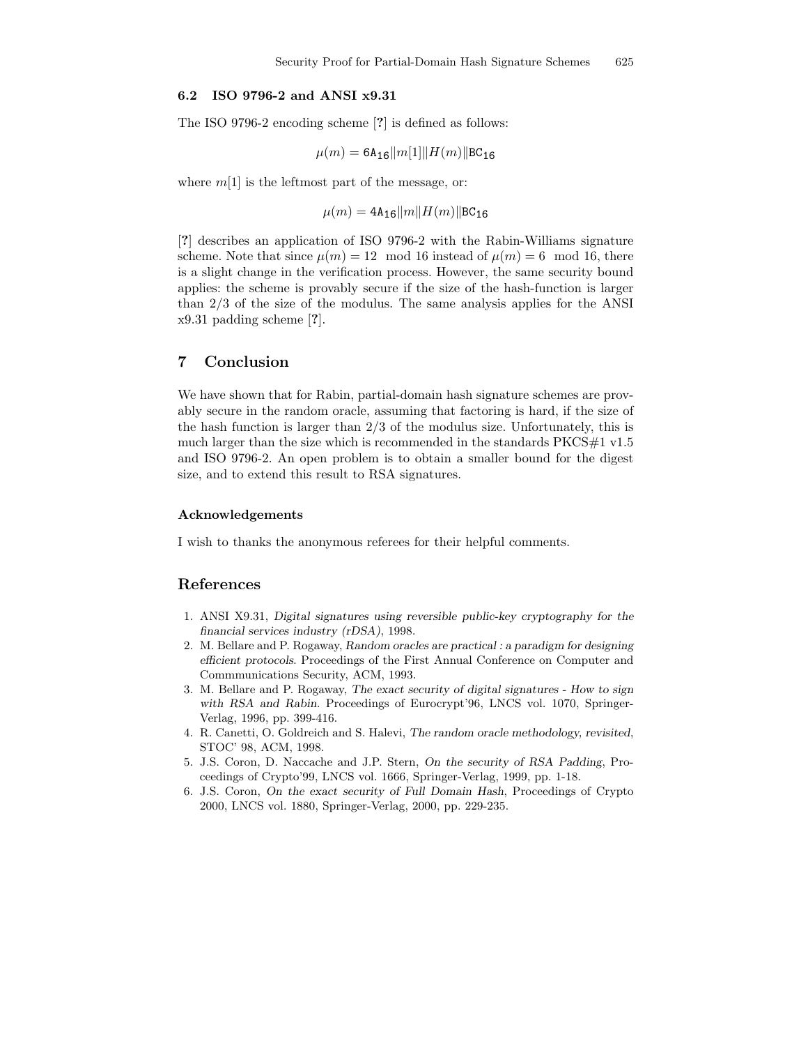### 6.2 ISO 9796-2 and ANSI x9.31

The ISO 9796-2 encoding scheme [?] is defined as follows:

$$\mu(m) = \texttt{6A}_{\texttt{16}} \| m[1] \| H(m) \| \texttt{BC}_{\texttt{16}}$$

where $m[1]$ is the leftmost part of the message, or:

$$\mu(m) = \texttt{4A}_{\texttt{16}} \| m \| H(m) \| \texttt{BC}_{\texttt{16}}$$

[?] describes an application of ISO 9796-2 with the Rabin-Williams signature scheme. Note that since $\mu(m) = 12 \mod 16$ instead of $\mu(m) = 6 \mod 16$, there is a slight change in the verification process. However, the same security bound applies: the scheme is provably secure if the size of the hash-function is larger than 2/3 of the size of the modulus. The same analysis applies for the ANSI x9.31 padding scheme [?].

## 7 Conclusion

We have shown that for Rabin, partial-domain hash signature schemes are provably secure in the random oracle, assuming that factoring is hard, if the size of the hash function is larger than 2/3 of the modulus size. Unfortunately, this is much larger than the size which is recommended in the standards PKCS#1 v1.5 and ISO 9796-2. An open problem is to obtain a smaller bound for the digest size, and to extend this result to RSA signatures.

### Acknowledgements

I wish to thanks the anonymous referees for their helpful comments.

## References

1. ANSI X9.31, *Digital signatures using reversible public-key cryptography for the financial services industry (rDSA)*, 1998.
2. M. Bellare and P. Rogaway, *Random oracles are practical : a paradigm for designing efficient protocols*. Proceedings of the First Annual Conference on Computer and Commmunications Security, ACM, 1993.
3. M. Bellare and P. Rogaway, *The exact security of digital signatures - How to sign with RSA and Rabin*. Proceedings of Eurocrypt'96, LNCS vol. 1070, Springer-Verlag, 1996, pp. 399-416.
4. R. Canetti, O. Goldreich and S. Halevi, *The random oracle methodology, revisited*, STOC' 98, ACM, 1998.
5. J.S. Coron, D. Naccache and J.P. Stern, *On the security of RSA Padding*, Proceedings of Crypto'99, LNCS vol. 1666, Springer-Verlag, 1999, pp. 1-18.
6. J.S. Coron, *On the exact security of Full Domain Hash*, Proceedings of Crypto 2000, LNCS vol. 1880, Springer-Verlag, 2000, pp. 229-235.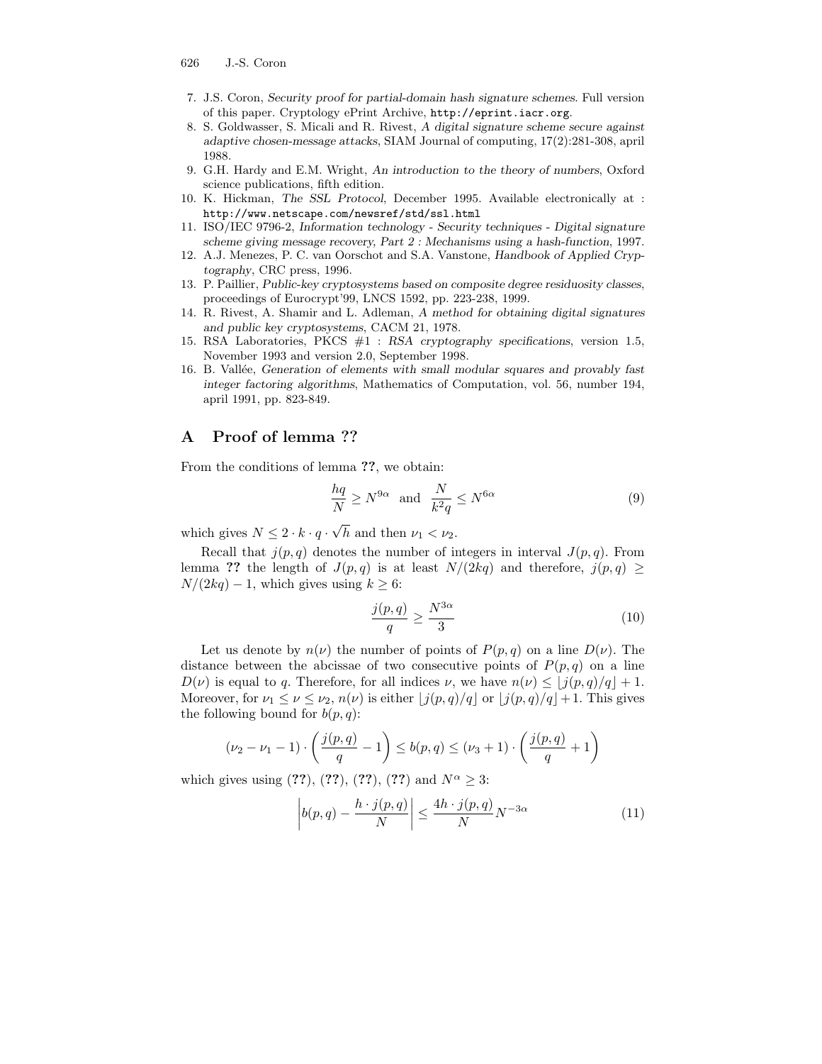7. J.S. Coron, *Security proof for partial-domain hash signature schemes*. Full version of this paper. Cryptology ePrint Archive, http://eprint.iacr.org.
8. S. Goldwasser, S. Micali and R. Rivest, *A digital signature scheme secure against adaptive chosen-message attacks*, SIAM Journal of computing, 17(2):281-308, april 1988.
9. G.H. Hardy and E.M. Wright, *An introduction to the theory of numbers*, Oxford science publications, fifth edition.
10. K. Hickman, *The SSL Protocol*, December 1995. Available electronically at : http://www.netscape.com/newsref/std/ssl.html
11. ISO/IEC 9796-2, *Information technology - Security techniques - Digital signature scheme giving message recovery, Part 2 : Mechanisms using a hash-function*, 1997.
12. A.J. Menezes, P. C. van Oorschot and S.A. Vanstone, *Handbook of Applied Cryptography*, CRC press, 1996.
13. P. Paillier, *Public-key cryptosystems based on composite degree residuosity classes*, proceedings of Eurocrypt'99, LNCS 1592, pp. 223-238, 1999.
14. R. Rivest, A. Shamir and L. Adleman, *A method for obtaining digital signatures and public key cryptosystems*, CACM 21, 1978.
15. RSA Laboratories, PKCS #1 : *RSA cryptography specifications*, version 1.5, November 1993 and version 2.0, September 1998.
16. B. Vallée, *Generation of elements with small modular squares and provably fast integer factoring algorithms*, Mathematics of Computation, vol. 56, number 194, april 1991, pp. 823-849.

## A Proof of lemma ??

From the conditions of lemma **??**, we obtain:

$$\frac{hq}{N} \geq N^{9\alpha} \quad \text{and} \quad \frac{N}{k^2 q} \leq N^{6\alpha} \tag{9}$$

which gives $N \leq 2 \cdot k \cdot q \cdot \sqrt{h}$ and then $\nu_1 < \nu_2$.

Recall that $j(p,q)$ denotes the number of integers in interval $J(p,q)$. From lemma **??** the length of $J(p,q)$ is at least $N/(2kq)$ and therefore, $j(p,q) \geq N/(2kq) - 1$, which gives using $k \geq 6$:

$$\frac{j(p,q)}{q} \geq \frac{N^{3\alpha}}{3} \tag{10}$$

Let us denote by $n(\nu)$ the number of points of $P(p,q)$ on a line $D(\nu)$. The distance between the abcissae of two consecutive points of $P(p,q)$ on a line $D(\nu)$ is equal to $q$. Therefore, for all indices $\nu$, we have $n(\nu) \leq \lfloor j(p,q)/q \rfloor + 1$. Moreover, for $\nu_1 \leq \nu \leq \nu_2$, $n(\nu)$ is either $\lfloor j(p,q)/q \rfloor$ or $\lfloor j(p,q)/q \rfloor + 1$. This gives the following bound for $b(p,q)$:

$$(\nu_2 - \nu_1 - 1) \cdot \left( \frac{j(p,q)}{q} - 1 \right) \leq b(p,q) \leq (\nu_3 + 1) \cdot \left( \frac{j(p,q)}{q} + 1 \right)$$

which gives using (**??**), (**??**), (**??**), (**??**) and $N^\alpha \geq 3$:

$$\left| b(p,q) - \frac{h \cdot j(p,q)}{N} \right| \leq \frac{4h \cdot j(p,q)}{N} N^{-3\alpha} \tag{11}$$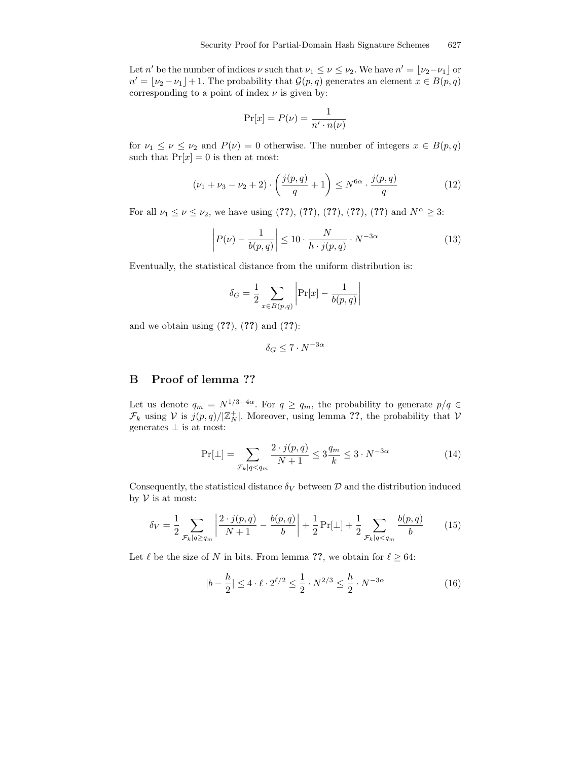Let $n'$ be the number of indices $\nu$ such that $\nu_1 \leq \nu \leq \nu_2$. We have $n' = \lfloor \nu_2 - \nu_1 \rfloor$ or $n' = \lfloor \nu_2 - \nu_1 \rfloor + 1$. The probability that $\mathcal{G}(p,q)$ generates an element $x \in B(p,q)$ corresponding to a point of index $\nu$ is given by:

$$\Pr[x] = P(\nu) = \frac{1}{n' \cdot n(\nu)}$$

for $\nu_1 \leq \nu \leq \nu_2$ and $P(\nu) = 0$ otherwise. The number of integers $x \in B(p,q)$ such that $\Pr[x] = 0$ is then at most:

$$(\nu_1 + \nu_3 - \nu_2 + 2) \cdot \left( \frac{j(p,q)}{q} + 1 \right) \leq N^{6\alpha} \cdot \frac{j(p,q)}{q} \tag{12}$$

For all $\nu_1 \leq \nu \leq \nu_2$, we have using (**??**), (**??**), (**??**), (**??**), (**??**) and $N^{\alpha} \geq 3$:

$$\left| P(\nu) - \frac{1}{b(p,q)} \right| \leq 10 \cdot \frac{N}{h \cdot j(p,q)} \cdot N^{-3\alpha} \tag{13}$$

Eventually, the statistical distance from the uniform distribution is:

$$\delta_G = \frac{1}{2} \sum_{x \in B(p,q)} \left| \Pr[x] - \frac{1}{b(p,q)} \right|$$

and we obtain using (**??**), (**??**) and (**??**):

$$\delta_G \leq 7 \cdot N^{-3\alpha}$$

## B Proof of lemma ??

Let us denote $q_m = N^{1/3 - 4\alpha}$. For $q \geq q_m$, the probability to generate $p/q \in \mathcal{F}_k$ using $\mathcal{V}$ is $j(p,q)/|\mathbb{Z}_N^+|$. Moreover, using lemma **??**, the probability that $\mathcal{V}$ generates $\perp$ is at most:

$$\Pr[\perp] = \sum_{\mathcal{F}_k | q < q_m} \frac{2 \cdot j(p,q)}{N+1} \leq 3 \frac{q_m}{k} \leq 3 \cdot N^{-3\alpha} \tag{14}$$

Consequently, the statistical distance $\delta_V$ between $\mathcal{D}$ and the distribution induced by $\mathcal{V}$ is at most:

$$\delta_V = \frac{1}{2} \sum_{\mathcal{F}_k | q \geq q_m} \left| \frac{2 \cdot j(p,q)}{N+1} - \frac{b(p,q)}{b} \right| + \frac{1}{2} \Pr[\perp] + \frac{1}{2} \sum_{\mathcal{F}_k | q < q_m} \frac{b(p,q)}{b} \tag{15}$$

Let $\ell$ be the size of $N$ in bits. From lemma **??**, we obtain for $\ell \geq 64$:

$$|b - \frac{h}{2}| \leq 4 \cdot \ell \cdot 2^{\ell/2} \leq \frac{1}{2} \cdot N^{2/3} \leq \frac{h}{2} \cdot N^{-3\alpha} \tag{16}$$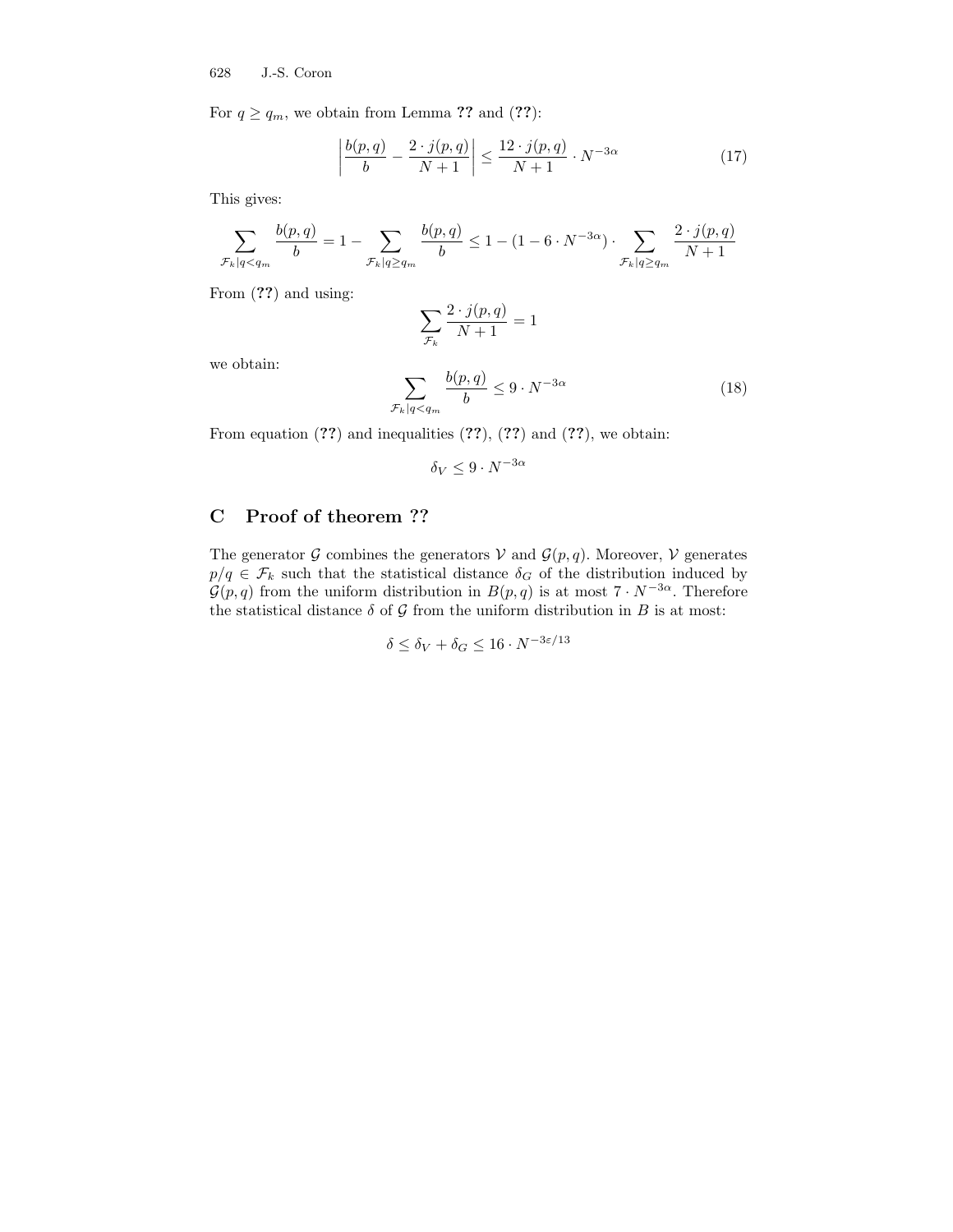For $q \geq q_m$, we obtain from Lemma **??** and (**??**):

$$\left| \frac{b(p,q)}{b} - \frac{2 \cdot j(p,q)}{N+1} \right| \leq \frac{12 \cdot j(p,q)}{N+1} \cdot N^{-3\alpha} \tag{17}$$

This gives:

$$\sum_{\mathcal{F}_k | q < q_m} \frac{b(p,q)}{b} = 1 - \sum_{\mathcal{F}_k | q \geq q_m} \frac{b(p,q)}{b} \leq 1 - (1 - 6 \cdot N^{-3\alpha}) \cdot \sum_{\mathcal{F}_k | q \geq q_m} \frac{2 \cdot j(p,q)}{N+1}$$

From (**??**) and using:

$$\sum_{\mathcal{F}_k} \frac{2 \cdot j(p,q)}{N+1} = 1$$

we obtain:

$$\sum_{\mathcal{F}_k | q < q_m} \frac{b(p,q)}{b} \leq 9 \cdot N^{-3\alpha} \tag{18}$$

From equation (**??**) and inequalities (**??**), (**??**) and (**??**), we obtain:

$$\delta_V \leq 9 \cdot N^{-3\alpha}$$

## C Proof of theorem ??

The generator $\mathcal{G}$ combines the generators $\mathcal{V}$ and $\mathcal{G}(p,q)$. Moreover, $\mathcal{V}$ generates $p/q \in \mathcal{F}_k$ such that the statistical distance $\delta_G$ of the distribution induced by $\mathcal{G}(p,q)$ from the uniform distribution in $B(p,q)$ is at most $7 \cdot N^{-3\alpha}$. Therefore the statistical distance $\delta$ of $\mathcal{G}$ from the uniform distribution in $B$ is at most:

$$\delta \leq \delta_V + \delta_G \leq 16 \cdot N^{-3\varepsilon/13}$$